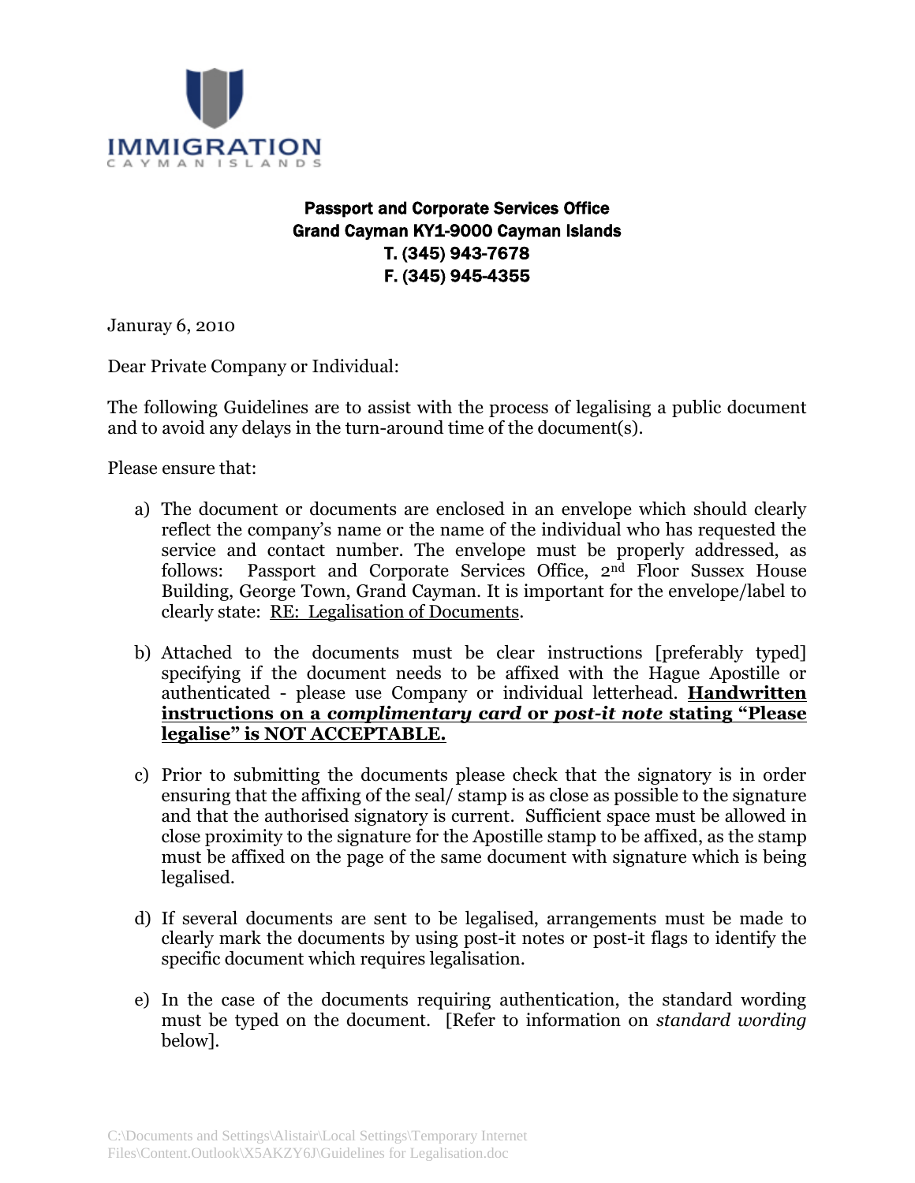IMMIGRATION
CAYMAN ISLANDS

**Passport and Corporate Services Office**
**Grand Cayman KY1-9000 Cayman Islands**
**T. (345) 943-7678**
**F. (345) 945-4355**

Januray 6, 2010

Dear Private Company or Individual:

The following Guidelines are to assist with the process of legalising a public document and to avoid any delays in the turn-around time of the document(s).

Please ensure that:

a) The document or documents are enclosed in an envelope which should clearly reflect the company's name or the name of the individual who has requested the service and contact number. The envelope must be properly addressed, as follows: Passport and Corporate Services Office, 2nd Floor Sussex House Building, George Town, Grand Cayman. It is important for the envelope/label to clearly state: <u>RE: Legalisation of Documents</u>.

b) Attached to the documents must be clear instructions [preferably typed] specifying if the document needs to be affixed with the Hague Apostille or authenticated - please use Company or individual letterhead. **<u>Handwritten instructions on a *complimentary card* or *post-it note* stating "Please legalise" is NOT ACCEPTABLE.</u>**

c) Prior to submitting the documents please check that the signatory is in order ensuring that the affixing of the seal/ stamp is as close as possible to the signature and that the authorised signatory is current. Sufficient space must be allowed in close proximity to the signature for the Apostille stamp to be affixed, as the stamp must be affixed on the page of the same document with signature which is being legalised.

d) If several documents are sent to be legalised, arrangements must be made to clearly mark the documents by using post-it notes or post-it flags to identify the specific document which requires legalisation.

e) In the case of the documents requiring authentication, the standard wording must be typed on the document. [Refer to information on *standard wording* below].

C:\Documents and Settings\Alistair\Local Settings\Temporary Internet Files\Content.Outlook\X5AKZY6J\Guidelines for Legalisation.doc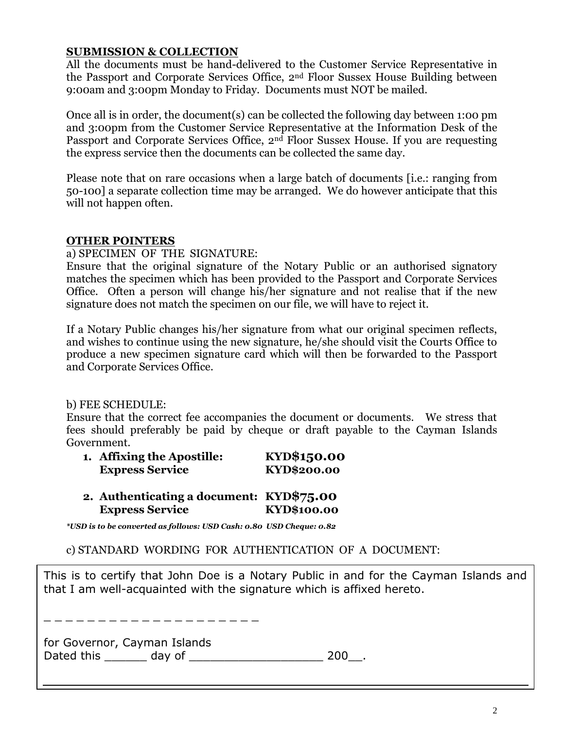## SUBMISSION & COLLECTION

All the documents must be hand-delivered to the Customer Service Representative in the Passport and Corporate Services Office, 2nd Floor Sussex House Building between 9:00am and 3:00pm Monday to Friday. Documents must NOT be mailed.

Once all is in order, the document(s) can be collected the following day between 1:00 pm and 3:00pm from the Customer Service Representative at the Information Desk of the Passport and Corporate Services Office, 2nd Floor Sussex House. If you are requesting the express service then the documents can be collected the same day.

Please note that on rare occasions when a large batch of documents [i.e.: ranging from 50-100] a separate collection time may be arranged. We do however anticipate that this will not happen often.

## OTHER POINTERS

a) SPECIMEN OF THE SIGNATURE:

Ensure that the original signature of the Notary Public or an authorised signatory matches the specimen which has been provided to the Passport and Corporate Services Office. Often a person will change his/her signature and not realise that if the new signature does not match the specimen on our file, we will have to reject it.

If a Notary Public changes his/her signature from what our original specimen reflects, and wishes to continue using the new signature, he/she should visit the Courts Office to produce a new specimen signature card which will then be forwarded to the Passport and Corporate Services Office.

b) FEE SCHEDULE:

Ensure that the correct fee accompanies the document or documents. We stress that fees should preferably be paid by cheque or draft payable to the Cayman Islands Government.

1. **Affixing the Apostille: KYD$150.00**
   **Express Service KYD$200.00**

2. **Authenticating a document: KYD$75.00**
   **Express Service KYD$100.00**

***USD is to be converted as follows: USD Cash: 0.80 USD Cheque: 0.82***

c) STANDARD WORDING FOR AUTHENTICATION OF A DOCUMENT:

This is to certify that John Doe is a Notary Public in and for the Cayman Islands and that I am well-acquainted with the signature which is affixed hereto.

_ _ _ _ _ _ _ _ _ _ _ _ _ _ _ _ _ _ _ _ _

for Governor, Cayman Islands
Dated this ______ day of ___________________ 200__.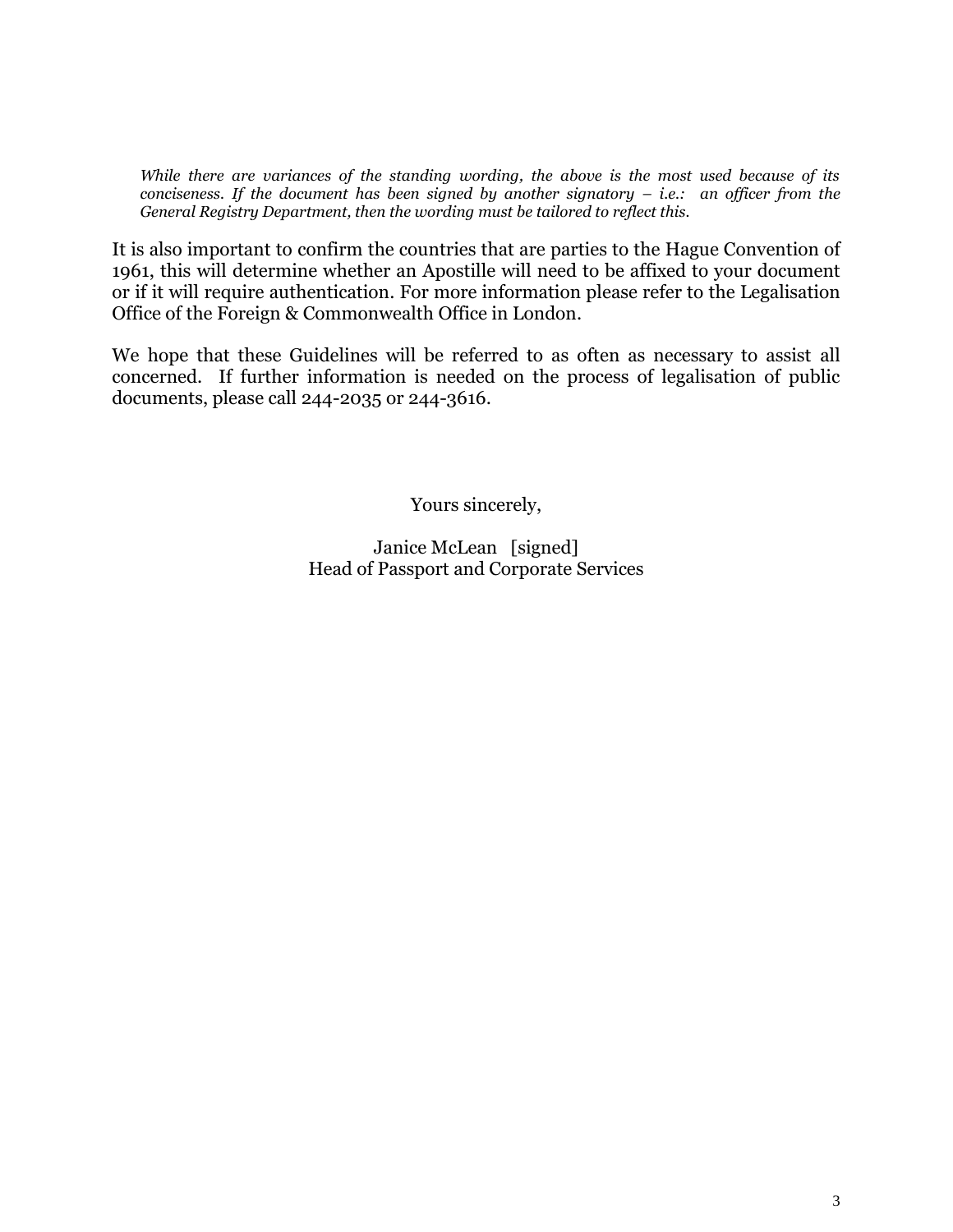*While there are variances of the standing wording, the above is the most used because of its conciseness. If the document has been signed by another signatory – i.e.: an officer from the General Registry Department, then the wording must be tailored to reflect this.*

It is also important to confirm the countries that are parties to the Hague Convention of 1961, this will determine whether an Apostille will need to be affixed to your document or if it will require authentication. For more information please refer to the Legalisation Office of the Foreign & Commonwealth Office in London.

We hope that these Guidelines will be referred to as often as necessary to assist all concerned. If further information is needed on the process of legalisation of public documents, please call 244-2035 or 244-3616.

Yours sincerely,

Janice McLean [signed]
Head of Passport and Corporate Services